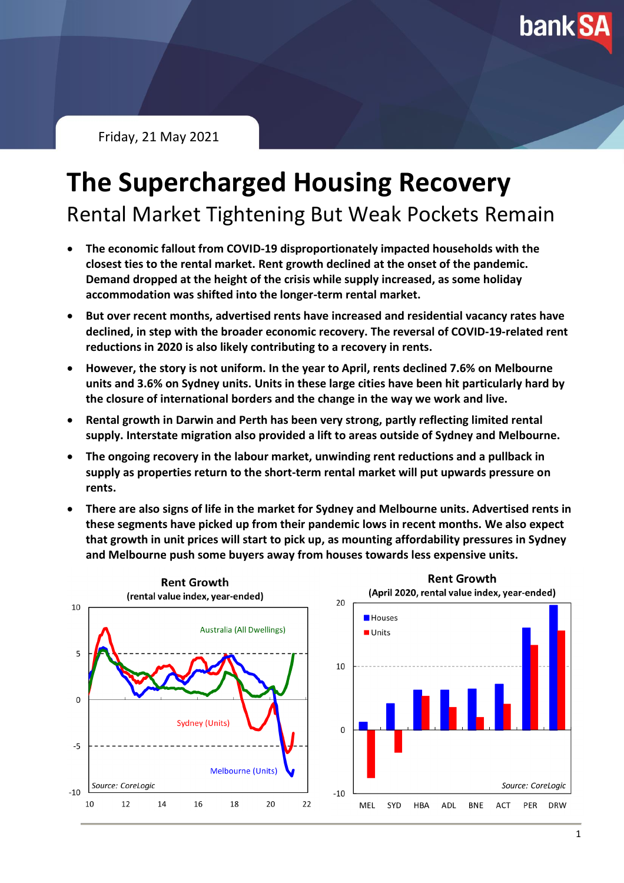Friday, 21 May 2021

# The Supercharged Housing Recovery

## Rental Market Tightening But Weak Pockets Remain

- **The economic fallout from COVID-19 disproportionately impacted households with the closest ties to the rental market. Rent growth declined at the onset of the pandemic. Demand dropped at the height of the crisis while supply increased, as some holiday accommodation was shifted into the longer-term rental market.**
- **But over recent months, advertised rents have increased and residential vacancy rates have declined, in step with the broader economic recovery. The reversal of COVID-19-related rent reductions in 2020 is also likely contributing to a recovery in rents.**
- **However, the story is not uniform. In the year to April, rents declined 7.6% on Melbourne units and 3.6% on Sydney units. Units in these large cities have been hit particularly hard by the closure of international borders and the change in the way we work and live.**
- **Rental growth in Darwin and Perth has been very strong, partly reflecting limited rental supply. Interstate migration also provided a lift to areas outside of Sydney and Melbourne.**
- **The ongoing recovery in the labour market, unwinding rent reductions and a pullback in supply as properties return to the short-term rental market will put upwards pressure on rents.**
- **There are also signs of life in the market for Sydney and Melbourne units. Advertised rents in these segments have picked up from their pandemic lows in recent months. We also expect that growth in unit prices will start to pick up, as mounting affordability pressures in Sydney and Melbourne push some buyers away from houses towards less expensive units.**

**Rent Growth**
**(rental value index, year-ended)**

Series: Australia (All Dwellings), Sydney (Units), Melbourne (Units)

*Source: CoreLogic*

**Rent Growth**
**(April 2020, rental value index, year-ended)**

Series: Houses, Units — MEL, SYD, HBA, ADL, BNE, ACT, PER, DRW

*Source: CoreLogic*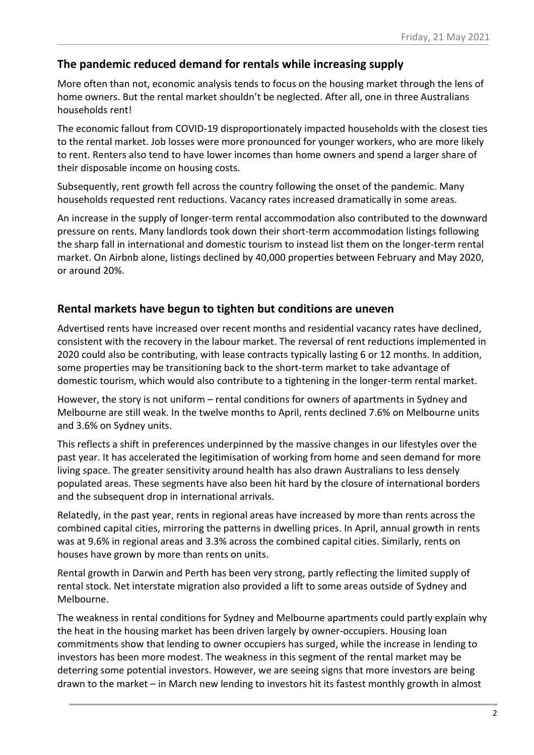## The pandemic reduced demand for rentals while increasing supply

More often than not, economic analysis tends to focus on the housing market through the lens of home owners. But the rental market shouldn't be neglected. After all, one in three Australians households rent!

The economic fallout from COVID-19 disproportionately impacted households with the closest ties to the rental market. Job losses were more pronounced for younger workers, who are more likely to rent. Renters also tend to have lower incomes than home owners and spend a larger share of their disposable income on housing costs.

Subsequently, rent growth fell across the country following the onset of the pandemic. Many households requested rent reductions. Vacancy rates increased dramatically in some areas.

An increase in the supply of longer-term rental accommodation also contributed to the downward pressure on rents. Many landlords took down their short-term accommodation listings following the sharp fall in international and domestic tourism to instead list them on the longer-term rental market. On Airbnb alone, listings declined by 40,000 properties between February and May 2020, or around 20%.

## Rental markets have begun to tighten but conditions are uneven

Advertised rents have increased over recent months and residential vacancy rates have declined, consistent with the recovery in the labour market. The reversal of rent reductions implemented in 2020 could also be contributing, with lease contracts typically lasting 6 or 12 months. In addition, some properties may be transitioning back to the short-term market to take advantage of domestic tourism, which would also contribute to a tightening in the longer-term rental market.

However, the story is not uniform – rental conditions for owners of apartments in Sydney and Melbourne are still weak. In the twelve months to April, rents declined 7.6% on Melbourne units and 3.6% on Sydney units.

This reflects a shift in preferences underpinned by the massive changes in our lifestyles over the past year. It has accelerated the legitimisation of working from home and seen demand for more living space. The greater sensitivity around health has also drawn Australians to less densely populated areas. These segments have also been hit hard by the closure of international borders and the subsequent drop in international arrivals.

Relatedly, in the past year, rents in regional areas have increased by more than rents across the combined capital cities, mirroring the patterns in dwelling prices. In April, annual growth in rents was at 9.6% in regional areas and 3.3% across the combined capital cities. Similarly, rents on houses have grown by more than rents on units.

Rental growth in Darwin and Perth has been very strong, partly reflecting the limited supply of rental stock. Net interstate migration also provided a lift to some areas outside of Sydney and Melbourne.

The weakness in rental conditions for Sydney and Melbourne apartments could partly explain why the heat in the housing market has been driven largely by owner-occupiers. Housing loan commitments show that lending to owner occupiers has surged, while the increase in lending to investors has been more modest. The weakness in this segment of the rental market may be deterring some potential investors. However, we are seeing signs that more investors are being drawn to the market – in March new lending to investors hit its fastest monthly growth in almost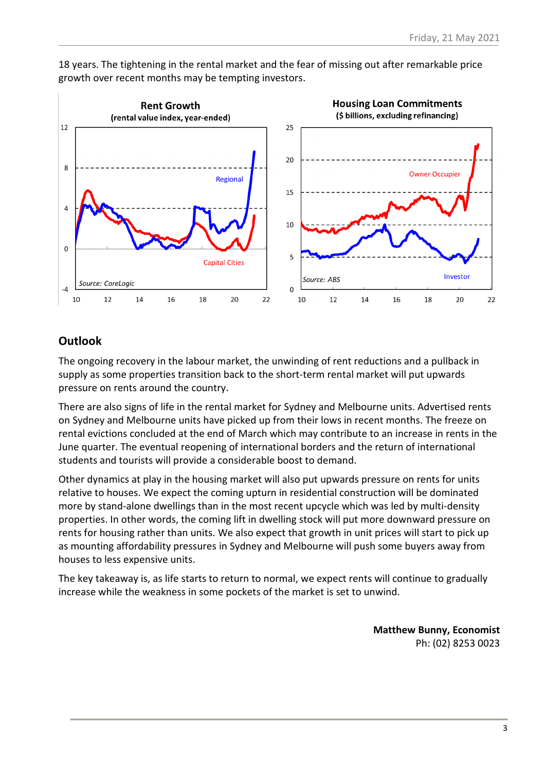18 years. The tightening in the rental market and the fear of missing out after remarkable price growth over recent months may be tempting investors.

**Rent Growth**
**(rental value index, year-ended)**

Source: CoreLogic

**Housing Loan Commitments**
**($ billions, excluding refinancing)**

Source: ABS

## Outlook

The ongoing recovery in the labour market, the unwinding of rent reductions and a pullback in supply as some properties transition back to the short-term rental market will put upwards pressure on rents around the country.

There are also signs of life in the rental market for Sydney and Melbourne units. Advertised rents on Sydney and Melbourne units have picked up from their lows in recent months. The freeze on rental evictions concluded at the end of March which may contribute to an increase in rents in the June quarter. The eventual reopening of international borders and the return of international students and tourists will provide a considerable boost to demand.

Other dynamics at play in the housing market will also put upwards pressure on rents for units relative to houses. We expect the coming upturn in residential construction will be dominated more by stand-alone dwellings than in the most recent upcycle which was led by multi-density properties. In other words, the coming lift in dwelling stock will put more downward pressure on rents for housing rather than units. We also expect that growth in unit prices will start to pick up as mounting affordability pressures in Sydney and Melbourne will push some buyers away from houses to less expensive units.

The key takeaway is, as life starts to return to normal, we expect rents will continue to gradually increase while the weakness in some pockets of the market is set to unwind.

**Matthew Bunny, Economist**
Ph: (02) 8253 0023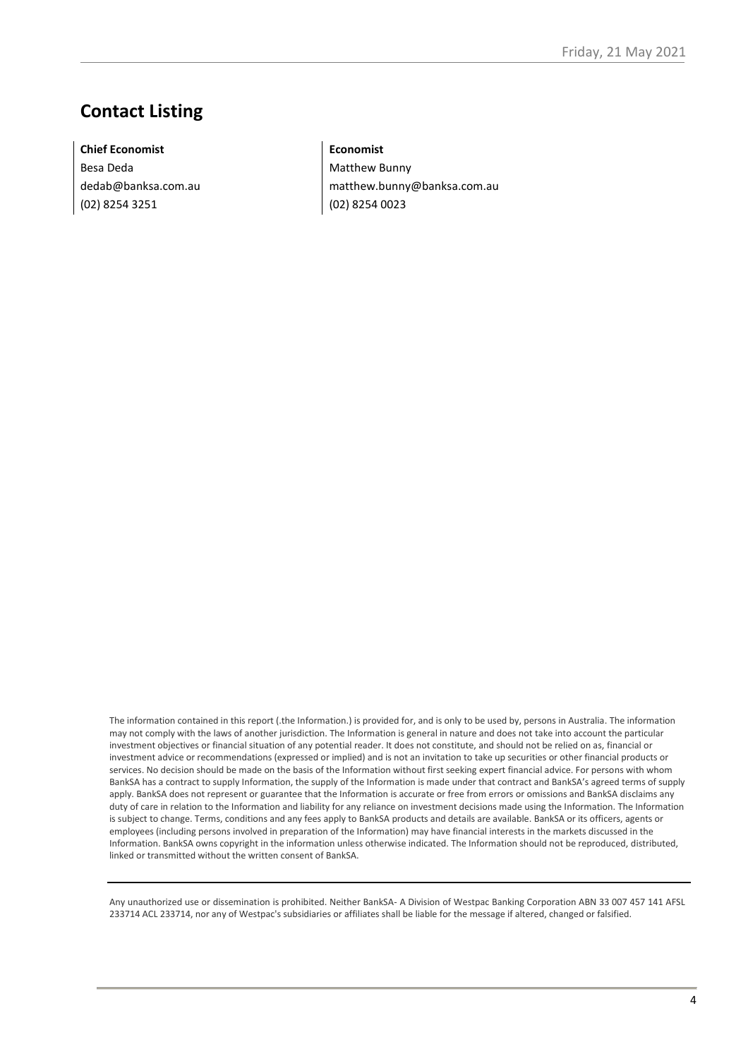## Contact Listing

**Chief Economist**
Besa Deda
dedab@banksa.com.au
(02) 8254 3251

**Economist**
Matthew Bunny
matthew.bunny@banksa.com.au
(02) 8254 0023

The information contained in this report (.the Information.) is provided for, and is only to be used by, persons in Australia. The information may not comply with the laws of another jurisdiction. The Information is general in nature and does not take into account the particular investment objectives or financial situation of any potential reader. It does not constitute, and should not be relied on as, financial or investment advice or recommendations (expressed or implied) and is not an invitation to take up securities or other financial products or services. No decision should be made on the basis of the Information without first seeking expert financial advice. For persons with whom BankSA has a contract to supply Information, the supply of the Information is made under that contract and BankSA's agreed terms of supply apply. BankSA does not represent or guarantee that the Information is accurate or free from errors or omissions and BankSA disclaims any duty of care in relation to the Information and liability for any reliance on investment decisions made using the Information. The Information is subject to change. Terms, conditions and any fees apply to BankSA products and details are available. BankSA or its officers, agents or employees (including persons involved in preparation of the Information) may have financial interests in the markets discussed in the Information. BankSA owns copyright in the information unless otherwise indicated. The Information should not be reproduced, distributed, linked or transmitted without the written consent of BankSA.

---

Any unauthorized use or dissemination is prohibited. Neither BankSA- A Division of Westpac Banking Corporation ABN 33 007 457 141 AFSL 233714 ACL 233714, nor any of Westpac's subsidiaries or affiliates shall be liable for the message if altered, changed or falsified.